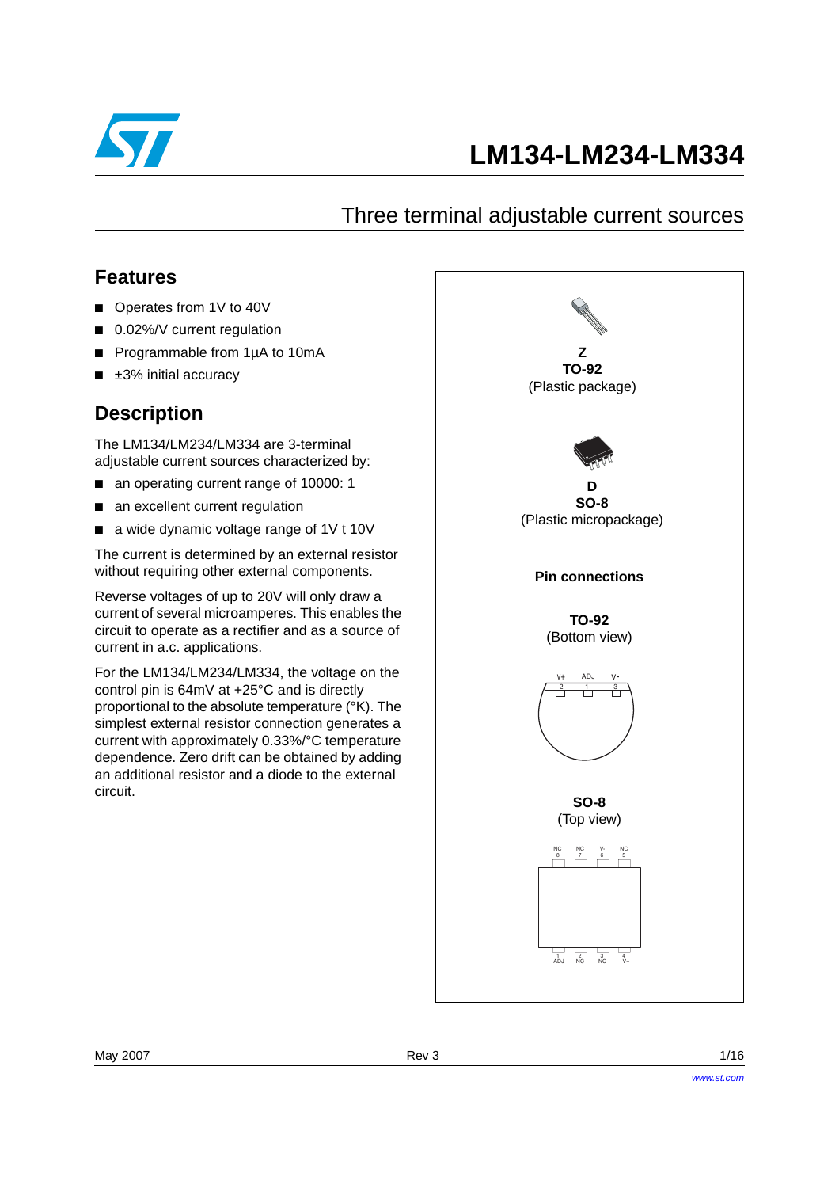# LM134-LM234-LM334

## Three terminal adjustable current sources

## Features

- Operates from 1V to 40V
- 0.02%/V current regulation
- Programmable from 1µA to 10mA
- ±3% initial accuracy

## Description

The LM134/LM234/LM334 are 3-terminal adjustable current sources characterized by:

- an operating current range of 10000: 1
- an excellent current regulation
- a wide dynamic voltage range of 1V t 10V

The current is determined by an external resistor without requiring other external components.

Reverse voltages of up to 20V will only draw a current of several microamperes. This enables the circuit to operate as a rectifier and as a source of current in a.c. applications.

For the LM134/LM234/LM334, the voltage on the control pin is 64mV at +25°C and is directly proportional to the absolute temperature (°K). The simplest external resistor connection generates a current with approximately 0.33%/°C temperature dependence. Zero drift can be obtained by adding an additional resistor and a diode to the external circuit.

**Z**
**TO-92**
(Plastic package)

**D**
**SO-8**
(Plastic micropackage)

**Pin connections**

**TO-92**
(Bottom view)

V+ 2, ADJ 1, V- 3

**SO-8**
(Top view)

NC 8, NC 7, V- 6, NC 5

1 ADJ, 2 NC, 3 NC, 4 V+

May 2007 Rev 3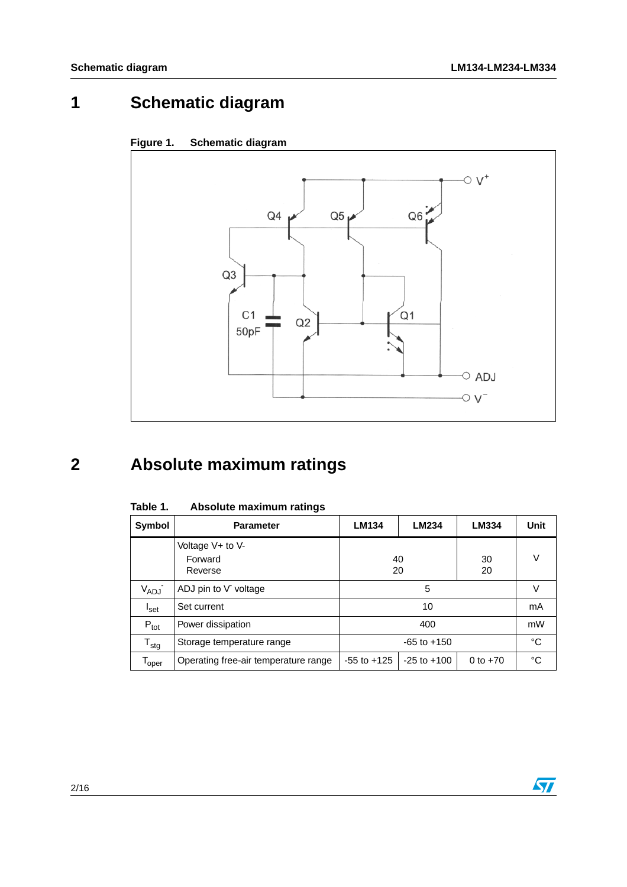# 1 Schematic diagram

**Figure 1. Schematic diagram**

# 2 Absolute maximum ratings

**Table 1. Absolute maximum ratings**

| Symbol | Parameter | LM134 | LM234 | LM334 | Unit |
|---|---|---|---|---|---|
| | Voltage V+ to V-<br>Forward<br>Reverse | 40<br>20 | | 30<br>20 | V |
| $V_{ADJ^-}$ | ADJ pin to $V^-$ voltage | 5 | | | V |
| $I_{set}$ | Set current | 10 | | | mA |
| $P_{tot}$ | Power dissipation | 400 | | | mW |
| $T_{stg}$ | Storage temperature range | -65 to +150 | | | °C |
| $T_{oper}$ | Operating free-air temperature range | -55 to +125 | -25 to +100 | 0 to +70 | °C |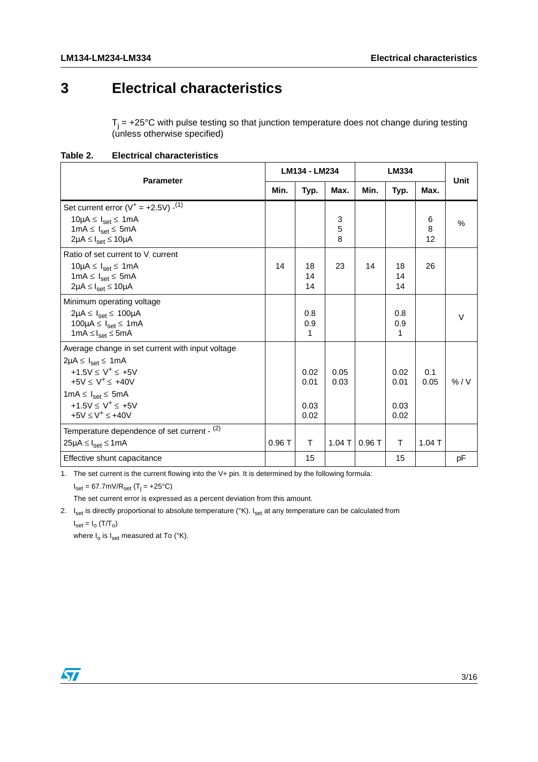# 3 Electrical characteristics

$T_j$ = +25°C with pulse testing so that junction temperature does not change during testing (unless otherwise specified)

**Table 2. Electrical characteristics**

| Parameter | LM134 - LM234 | | | LM334 | | | Unit |
|---|---|---|---|---|---|---|---|
| | Min. | Typ. | Max. | Min. | Typ. | Max. | |
| Set current error ($V^+$ = +2.5V) - (1) | | | | | | | |
| $10\mu A \leq I_{set} \leq 1mA$ | | | 3 | | | 6 | % |
| $1mA \leq I_{set} \leq 5mA$ | | | 5 | | | 8 | % |
| $2\mu A \leq I_{set} \leq 10\mu A$ | | | 8 | | | 12 | % |
| Ratio of set current to $V_-$ current | | | | | | | |
| $10\mu A \leq I_{set} \leq 1mA$ | 14 | 18 | 23 | 14 | 18 | 26 | |
| $1mA \leq I_{set} \leq 5mA$ | | 14 | | | 14 | | |
| $2\mu A \leq I_{set} \leq 10\mu A$ | | 14 | | | 14 | | |
| Minimum operating voltage | | | | | | | |
| $2\mu A \leq I_{set} \leq 100\mu A$ | | 0.8 | | | 0.8 | | V |
| $100\mu A \leq I_{set} \leq 1mA$ | | 0.9 | | | 0.9 | | V |
| $1mA \leq I_{set} \leq 5mA$ | | 1 | | | 1 | | V |
| Average change in set current with input voltage | | | | | | | |
| $2\mu A \leq I_{set} \leq 1mA$ | | | | | | | |
| $+1.5V \leq V^+ \leq +5V$ | | 0.02 | 0.05 | | 0.02 | 0.1 | % / V |
| $+5V \leq V^+ \leq +40V$ | | 0.01 | 0.03 | | 0.01 | 0.05 | % / V |
| $1mA \leq I_{set} \leq 5mA$ | | | | | | | |
| $+1.5V \leq V^+ \leq +5V$ | | 0.03 | | | 0.03 | | % / V |
| $+5V \leq V^+ \leq +40V$ | | 0.02 | | | 0.02 | | % / V |
| Temperature dependence of set current - (2) $25\mu A \leq I_{set} \leq 1mA$ | 0.96 T | T | 1.04 T | 0.96 T | T | 1.04 T | |
| Effective shunt capacitance | | 15 | | | 15 | | pF |

1. The set current is the current flowing into the V+ pin. It is determined by the following formula:

   $I_{set} = 67.7mV/R_{set}$ ($T_j$ = +25°C)

   The set current error is expressed as a percent deviation from this amount.

2. $I_{set}$ is directly proportional to absolute temperature (°K). $I_{set}$ at any temperature can be calculated from

   $I_{set} = I_o (T/T_o)$

   where $I_o$ is $I_{set}$ measured at To (°K).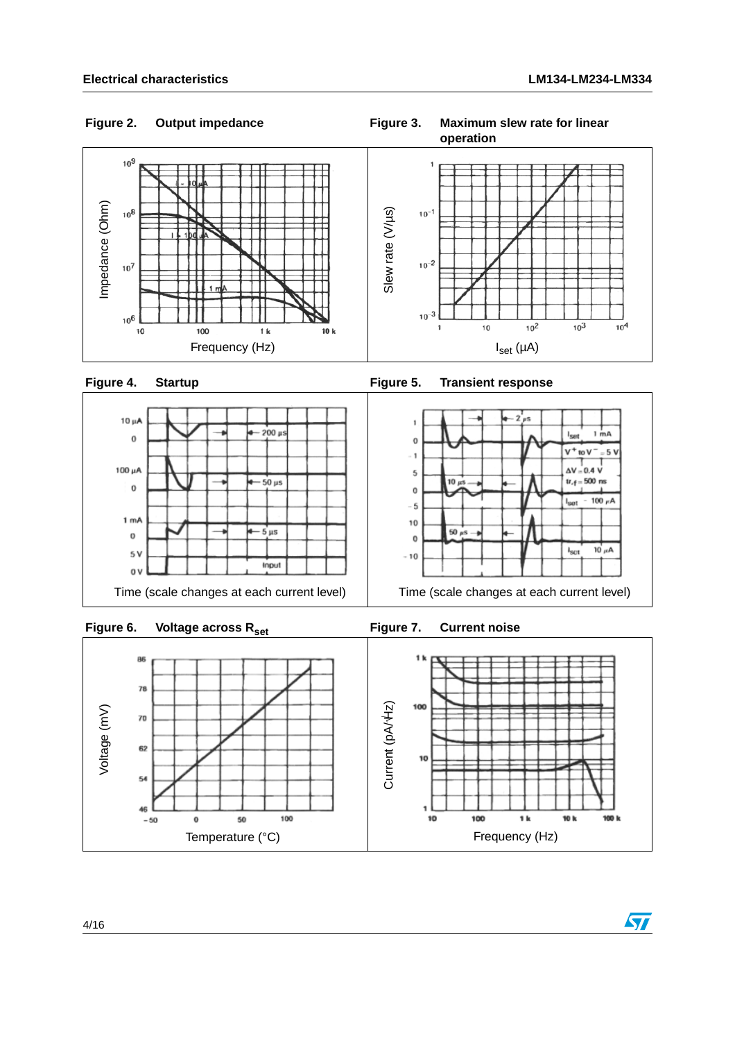Figure 2. Output impedance

Figure 3. Maximum slew rate for linear operation

Figure 4. Startup

Figure 5. Transient response

Figure 6. Voltage across $R_{set}$

Figure 7. Current noise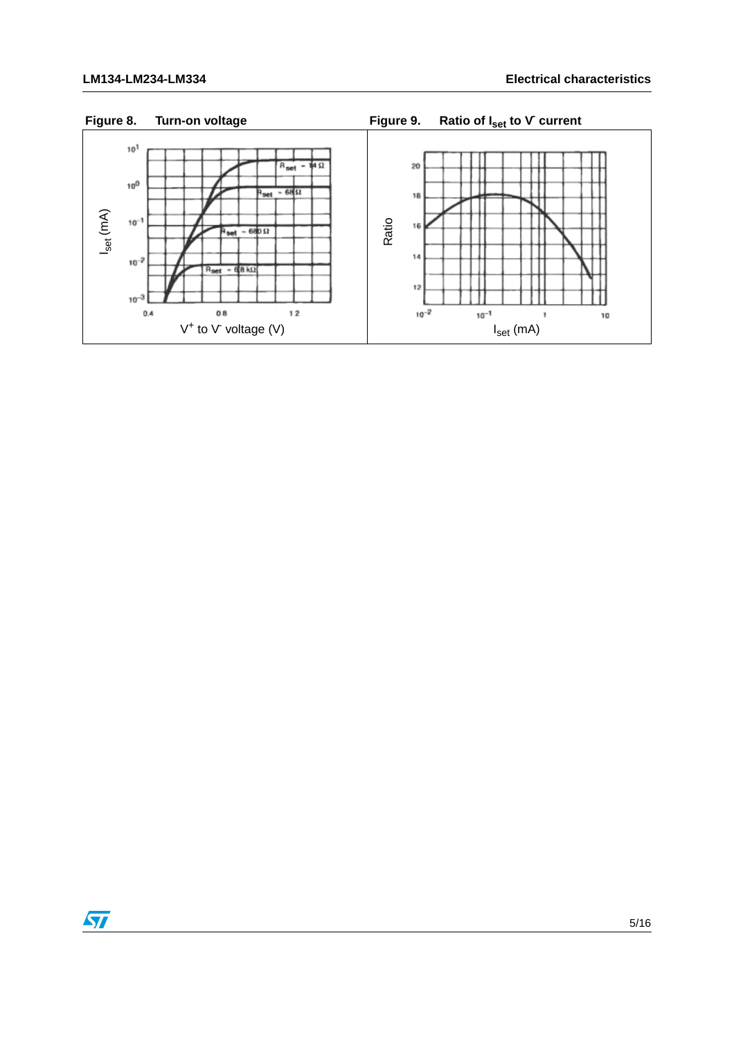**Figure 8. Turn-on voltage**

**Figure 9. Ratio of $I_{set}$ to $V^-$ current**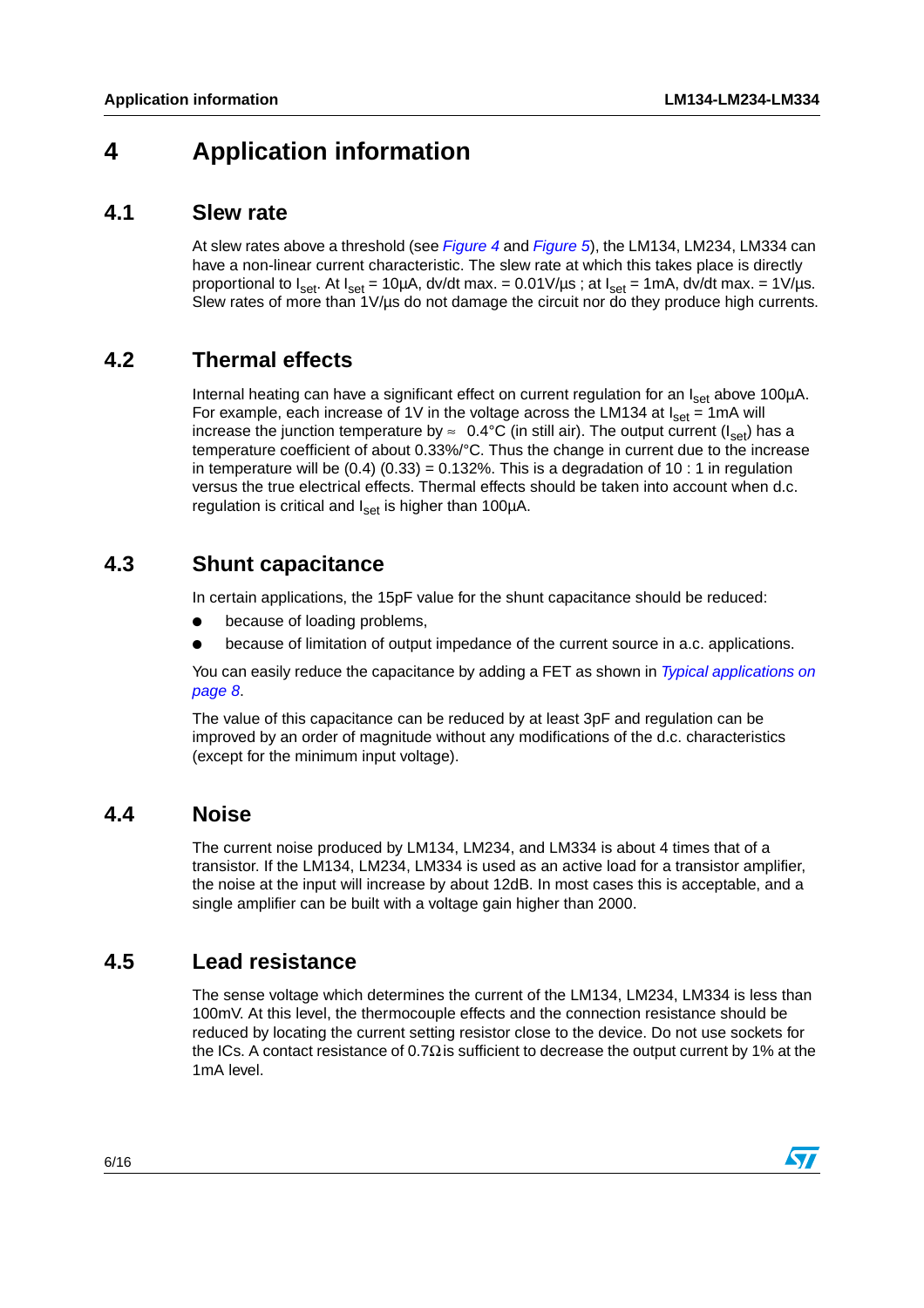# 4 Application information

## 4.1 Slew rate

At slew rates above a threshold (see *Figure 4* and *Figure 5*), the LM134, LM234, LM334 can have a non-linear current characteristic. The slew rate at which this takes place is directly proportional to $I_{set}$. At $I_{set}$ = 10µA, dv/dt max. = 0.01V/µs ; at $I_{set}$ = 1mA, dv/dt max. = 1V/µs. Slew rates of more than 1V/µs do not damage the circuit nor do they produce high currents.

## 4.2 Thermal effects

Internal heating can have a significant effect on current regulation for an $I_{set}$ above 100µA. For example, each increase of 1V in the voltage across the LM134 at $I_{set}$ = 1mA will increase the junction temperature by ≈ 0.4°C (in still air). The output current ($I_{set}$) has a temperature coefficient of about 0.33%/°C. Thus the change in current due to the increase in temperature will be (0.4) (0.33) = 0.132%. This is a degradation of 10 : 1 in regulation versus the true electrical effects. Thermal effects should be taken into account when d.c. regulation is critical and $I_{set}$ is higher than 100µA.

## 4.3 Shunt capacitance

In certain applications, the 15pF value for the shunt capacitance should be reduced:

- because of loading problems,
- because of limitation of output impedance of the current source in a.c. applications.

You can easily reduce the capacitance by adding a FET as shown in *Typical applications on page 8*.

The value of this capacitance can be reduced by at least 3pF and regulation can be improved by an order of magnitude without any modifications of the d.c. characteristics (except for the minimum input voltage).

## 4.4 Noise

The current noise produced by LM134, LM234, and LM334 is about 4 times that of a transistor. If the LM134, LM234, LM334 is used as an active load for a transistor amplifier, the noise at the input will increase by about 12dB. In most cases this is acceptable, and a single amplifier can be built with a voltage gain higher than 2000.

## 4.5 Lead resistance

The sense voltage which determines the current of the LM134, LM234, LM334 is less than 100mV. At this level, the thermocouple effects and the connection resistance should be reduced by locating the current setting resistor close to the device. Do not use sockets for the ICs. A contact resistance of 0.7Ω is sufficient to decrease the output current by 1% at the 1mA level.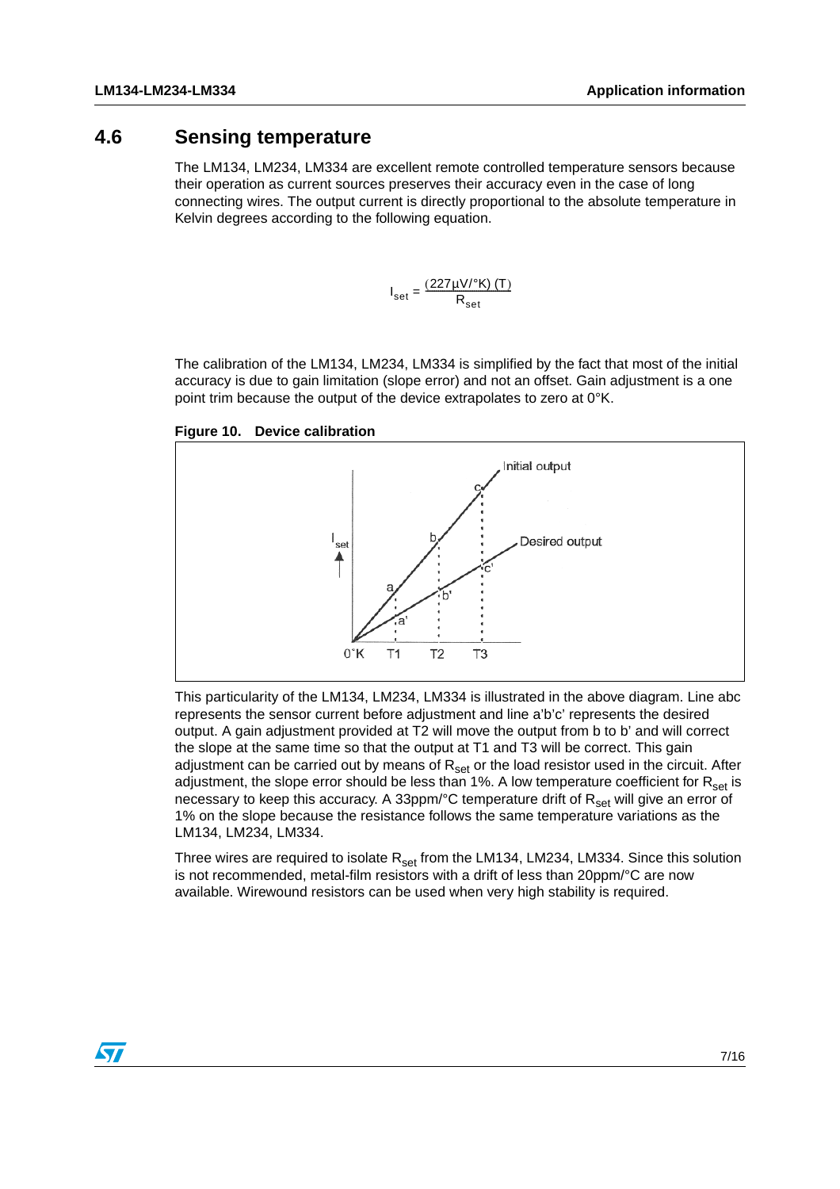## 4.6 Sensing temperature

The LM134, LM234, LM334 are excellent remote controlled temperature sensors because their operation as current sources preserves their accuracy even in the case of long connecting wires. The output current is directly proportional to the absolute temperature in Kelvin degrees according to the following equation.

$$I_{set} = \frac{(227\mu V/°K)\ (T)}{R_{set}}$$

The calibration of the LM134, LM234, LM334 is simplified by the fact that most of the initial accuracy is due to gain limitation (slope error) and not an offset. Gain adjustment is a one point trim because the output of the device extrapolates to zero at 0°K.

**Figure 10. Device calibration**

This particularity of the LM134, LM234, LM334 is illustrated in the above diagram. Line abc represents the sensor current before adjustment and line a'b'c' represents the desired output. A gain adjustment provided at T2 will move the output from b to b' and will correct the slope at the same time so that the output at T1 and T3 will be correct. This gain adjustment can be carried out by means of $R_{set}$ or the load resistor used in the circuit. After adjustment, the slope error should be less than 1%. A low temperature coefficient for $R_{set}$ is necessary to keep this accuracy. A 33ppm/°C temperature drift of $R_{set}$ will give an error of 1% on the slope because the resistance follows the same temperature variations as the LM134, LM234, LM334.

Three wires are required to isolate $R_{set}$ from the LM134, LM234, LM334. Since this solution is not recommended, metal-film resistors with a drift of less than 20ppm/°C are now available. Wirewound resistors can be used when very high stability is required.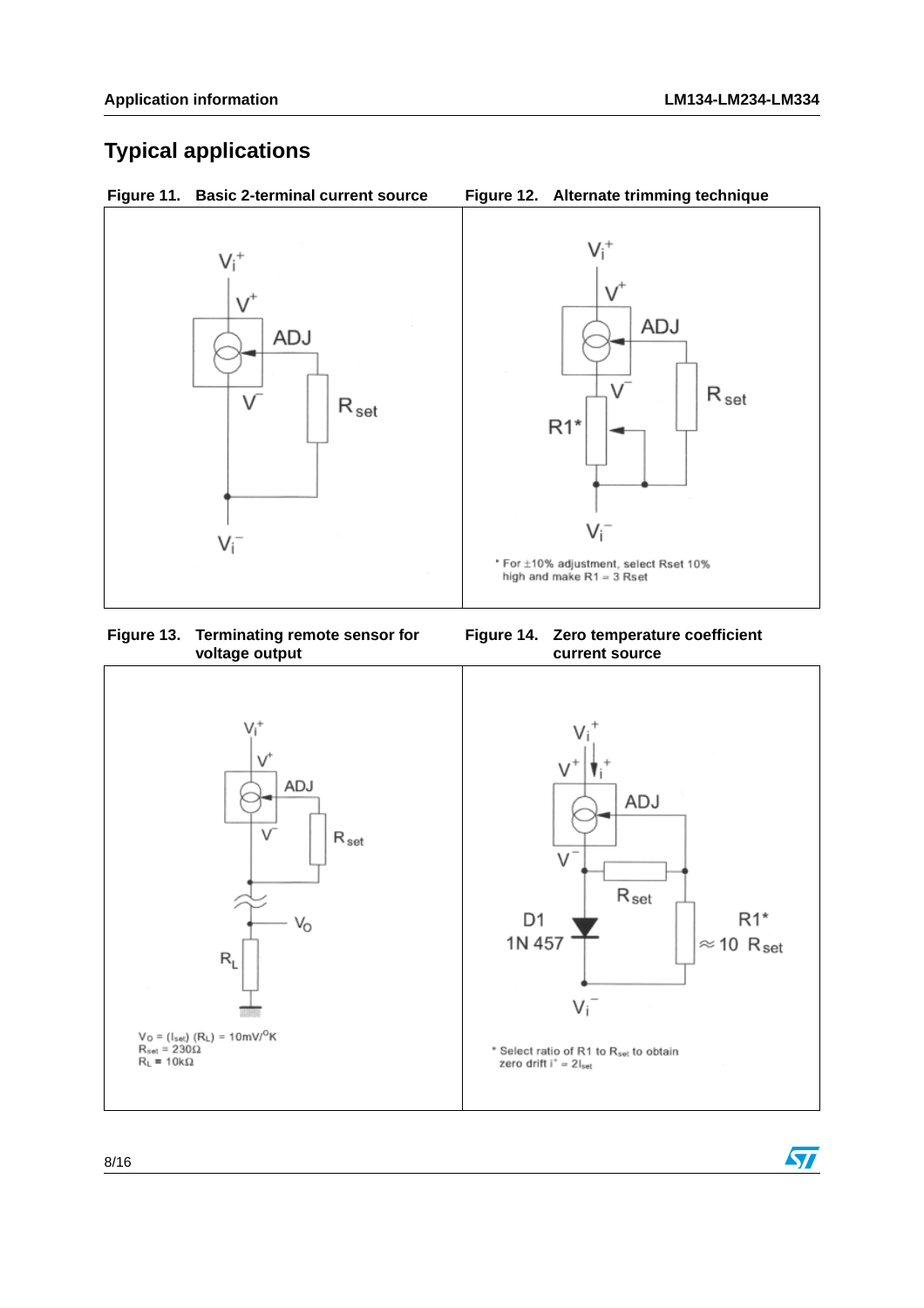# Typical applications

**Figure 11. Basic 2-terminal current source**

**Figure 12. Alternate trimming technique**

* For ±10% adjustment, select Rset 10% high and make R1 = 3 Rset

**Figure 13. Terminating remote sensor for voltage output**

$V_O = (I_{set}) (R_L) = 10mV/^oK$
$R_{set} = 230\Omega$
$R_L = 10k\Omega$

**Figure 14. Zero temperature coefficient current source**

* Select ratio of R1 to $R_{set}$ to obtain zero drift $i^+ = 2I_{set}$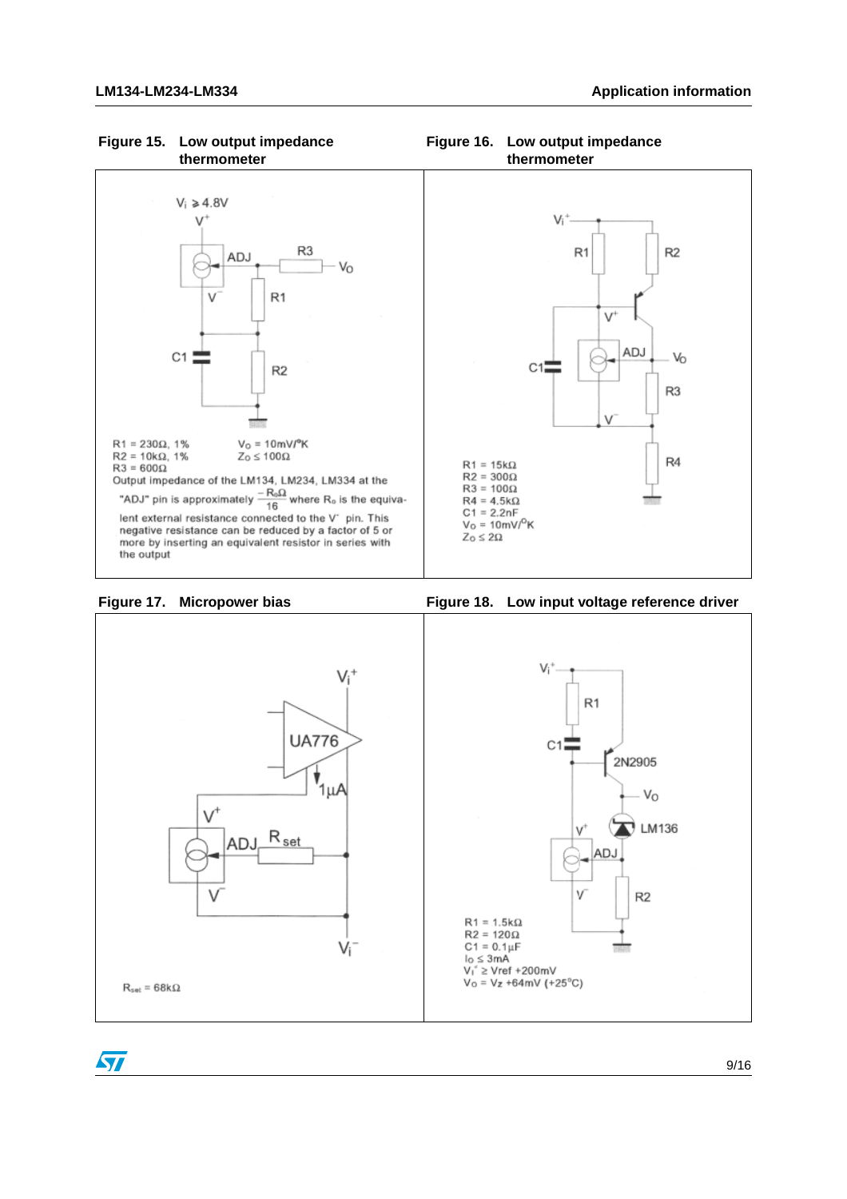**Figure 15. Low output impedance thermometer**

$V_i \geq 4.8V$

$R1 = 230\Omega$, 1%  
$R2 = 10k\Omega$, 1%  
$R3 = 600\Omega$  
$V_O = 10mV/°K$  
$Z_O \leq 100\Omega$

Output impedance of the LM134, LM234, LM334 at the "ADJ" pin is approximately $\frac{-R_o\Omega}{16}$ where $R_o$ is the equivalent external resistance connected to the $V^-$ pin. This negative resistance can be reduced by a factor of 5 or more by inserting an equivalent resistor in series with the output

**Figure 16. Low output impedance thermometer**

$R1 = 15k\Omega$  
$R2 = 300\Omega$  
$R3 = 100\Omega$  
$R4 = 4.5k\Omega$  
$C1 = 2.2nF$  
$V_O = 10mV/°K$  
$Z_O \leq 2\Omega$

**Figure 17. Micropower bias**

$R_{set} = 68k\Omega$

**Figure 18. Low input voltage reference driver**

$R1 = 1.5k\Omega$  
$R2 = 120\Omega$  
$C1 = 0.1\mu F$  
$I_O \leq 3mA$  
$V_i^+ \geq Vref + 200mV$  
$V_O = V_Z + 64mV$ (+25°C)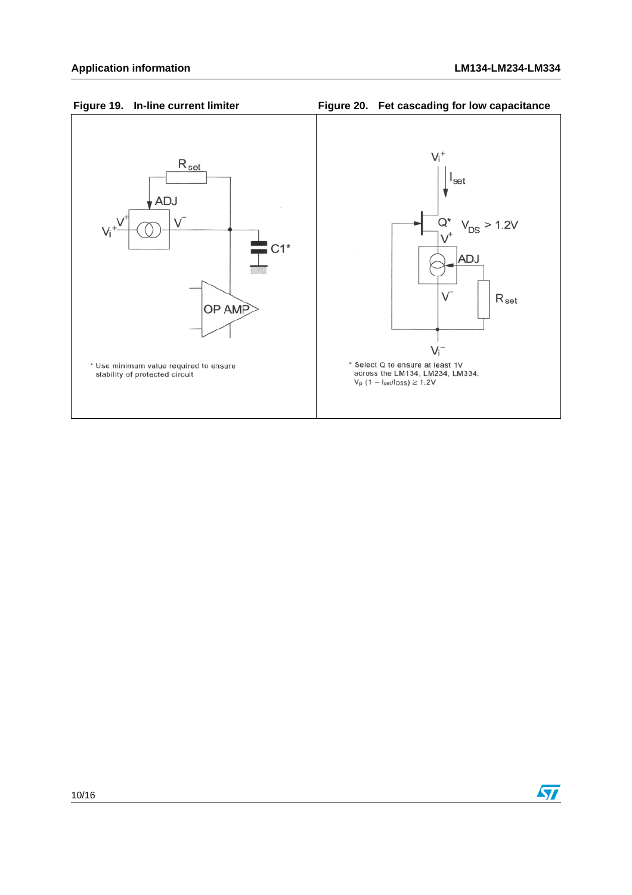Figure 19. In-line current limiter

\* Use minimum value required to ensure stability of protected circuit

Figure 20. Fet cascading for low capacitance

\* Select Q to ensure at least 1V across the LM134, LM234, LM334.
$V_P (1 - I_{set}/I_{DSS}) \geq 1.2V$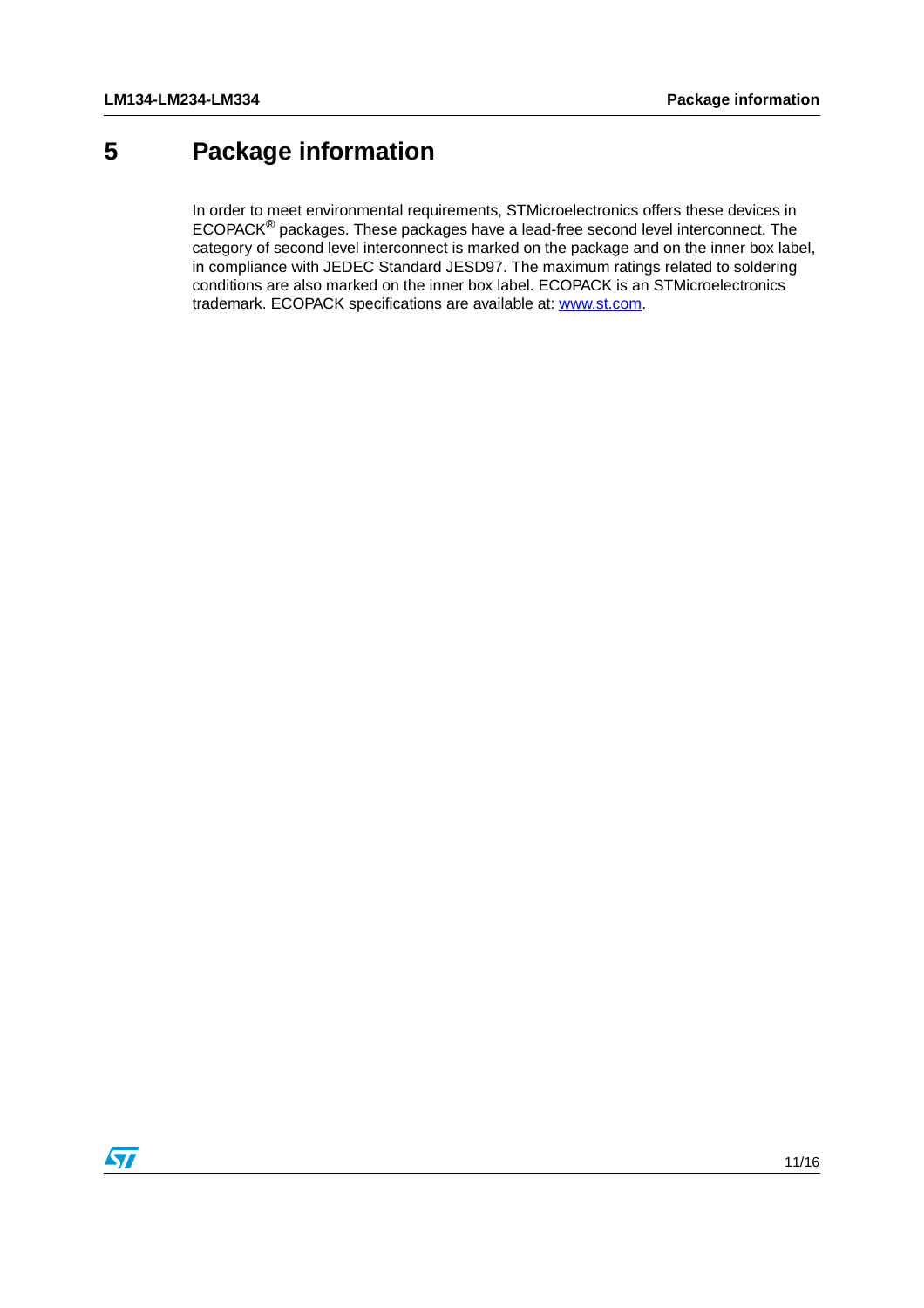# 5 Package information

In order to meet environmental requirements, STMicroelectronics offers these devices in ECOPACK® packages. These packages have a lead-free second level interconnect. The category of second level interconnect is marked on the package and on the inner box label, in compliance with JEDEC Standard JESD97. The maximum ratings related to soldering conditions are also marked on the inner box label. ECOPACK is an STMicroelectronics trademark. ECOPACK specifications are available at: www.st.com.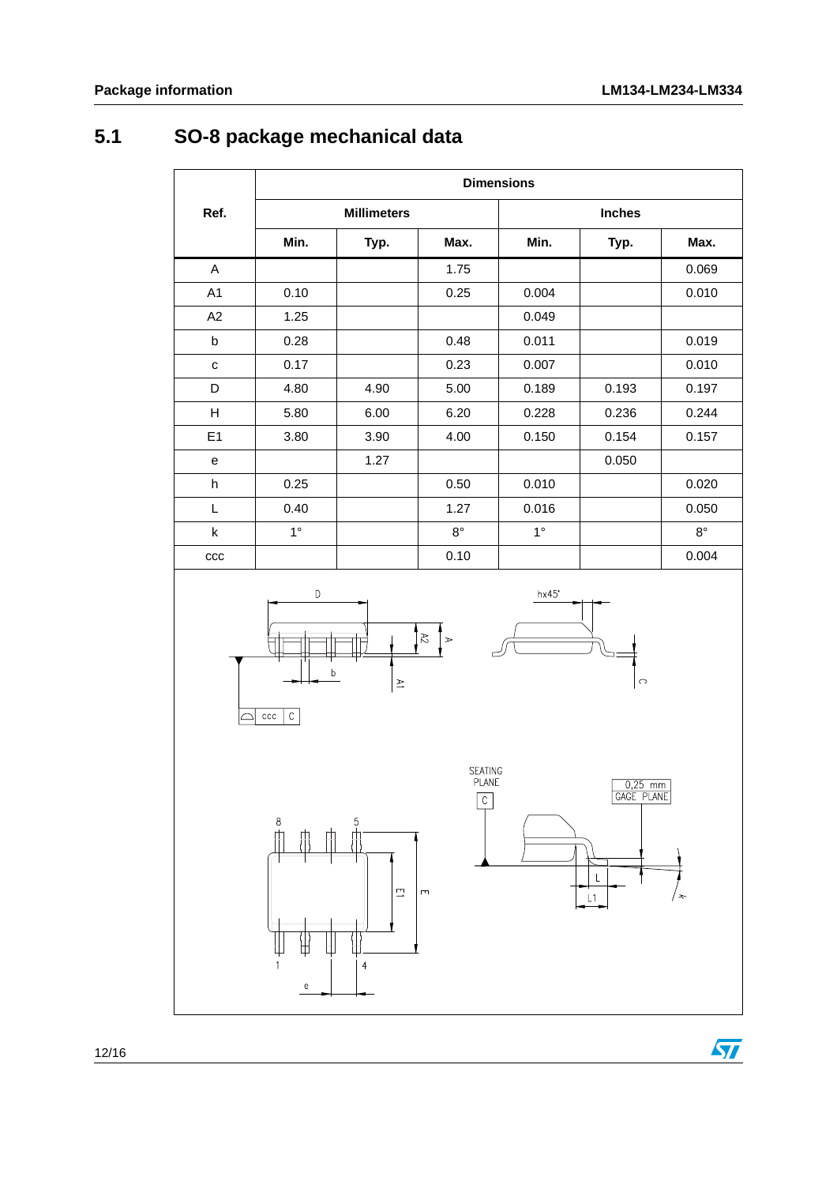## 5.1 SO-8 package mechanical data

| Ref. | Dimensions | | | | | |
|---|---|---|---|---|---|---|
| | Millimeters | | | Inches | | |
| | Min. | Typ. | Max. | Min. | Typ. | Max. |
| A | | | 1.75 | | | 0.069 |
| A1 | 0.10 | | 0.25 | 0.004 | | 0.010 |
| A2 | 1.25 | | | 0.049 | | |
| b | 0.28 | | 0.48 | 0.011 | | 0.019 |
| c | 0.17 | | 0.23 | 0.007 | | 0.010 |
| D | 4.80 | 4.90 | 5.00 | 0.189 | 0.193 | 0.197 |
| H | 5.80 | 6.00 | 6.20 | 0.228 | 0.236 | 0.244 |
| E1 | 3.80 | 3.90 | 4.00 | 0.150 | 0.154 | 0.157 |
| e | | 1.27 | | | 0.050 | |
| h | 0.25 | | 0.50 | 0.010 | | 0.020 |
| L | 0.40 | | 1.27 | 0.016 | | 0.050 |
| k | 1° | | 8° | 1° | | 8° |
| ccc | | | 0.10 | | | 0.004 |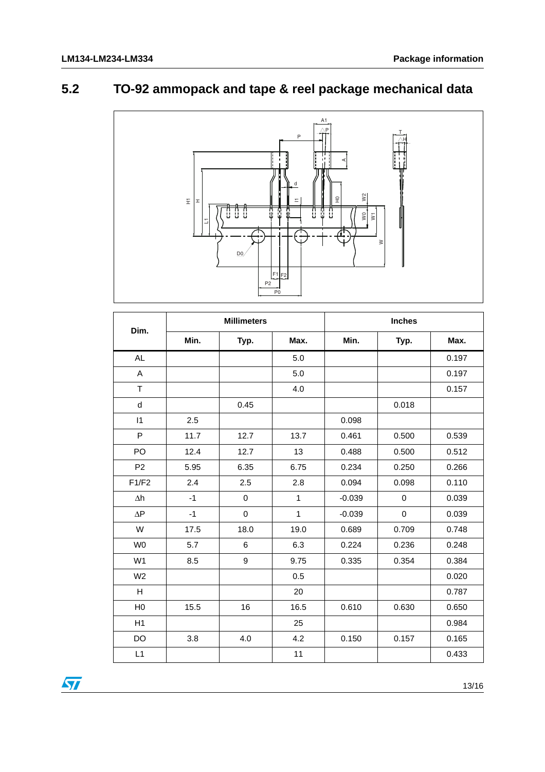## 5.2 TO-92 ammopack and tape & reel package mechanical data

| Dim. | Millimeters | | | Inches | | |
|---|---|---|---|---|---|---|
| | Min. | Typ. | Max. | Min. | Typ. | Max. |
| AL | | | 5.0 | | | 0.197 |
| A | | | 5.0 | | | 0.197 |
| T | | | 4.0 | | | 0.157 |
| d | | 0.45 | | | 0.018 | |
| I1 | 2.5 | | | 0.098 | | |
| P | 11.7 | 12.7 | 13.7 | 0.461 | 0.500 | 0.539 |
| PO | 12.4 | 12.7 | 13 | 0.488 | 0.500 | 0.512 |
| P2 | 5.95 | 6.35 | 6.75 | 0.234 | 0.250 | 0.266 |
| F1/F2 | 2.4 | 2.5 | 2.8 | 0.094 | 0.098 | 0.110 |
| Δh | -1 | 0 | 1 | -0.039 | 0 | 0.039 |
| ΔP | -1 | 0 | 1 | -0.039 | 0 | 0.039 |
| W | 17.5 | 18.0 | 19.0 | 0.689 | 0.709 | 0.748 |
| W0 | 5.7 | 6 | 6.3 | 0.224 | 0.236 | 0.248 |
| W1 | 8.5 | 9 | 9.75 | 0.335 | 0.354 | 0.384 |
| W2 | | | 0.5 | | | 0.020 |
| H | | | 20 | | | 0.787 |
| H0 | 15.5 | 16 | 16.5 | 0.610 | 0.630 | 0.650 |
| H1 | | | 25 | | | 0.984 |
| DO | 3.8 | 4.0 | 4.2 | 0.150 | 0.157 | 0.165 |
| L1 | | | 11 | | | 0.433 |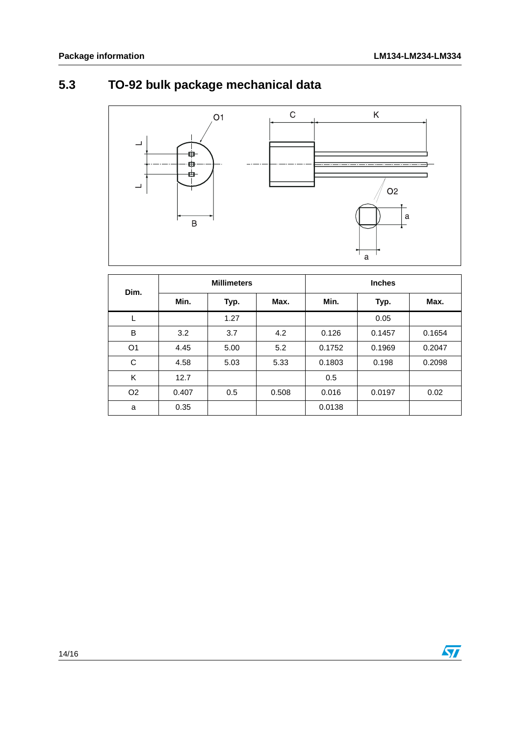## 5.3 TO-92 bulk package mechanical data

| Dim. | Millimeters | | | Inches | | |
|---|---|---|---|---|---|---|
| | Min. | Typ. | Max. | Min. | Typ. | Max. |
| L | | 1.27 | | | 0.05 | |
| B | 3.2 | 3.7 | 4.2 | 0.126 | 0.1457 | 0.1654 |
| O1 | 4.45 | 5.00 | 5.2 | 0.1752 | 0.1969 | 0.2047 |
| C | 4.58 | 5.03 | 5.33 | 0.1803 | 0.198 | 0.2098 |
| K | 12.7 | | | 0.5 | | |
| O2 | 0.407 | 0.5 | 0.508 | 0.016 | 0.0197 | 0.02 |
| a | 0.35 | | | 0.0138 | | |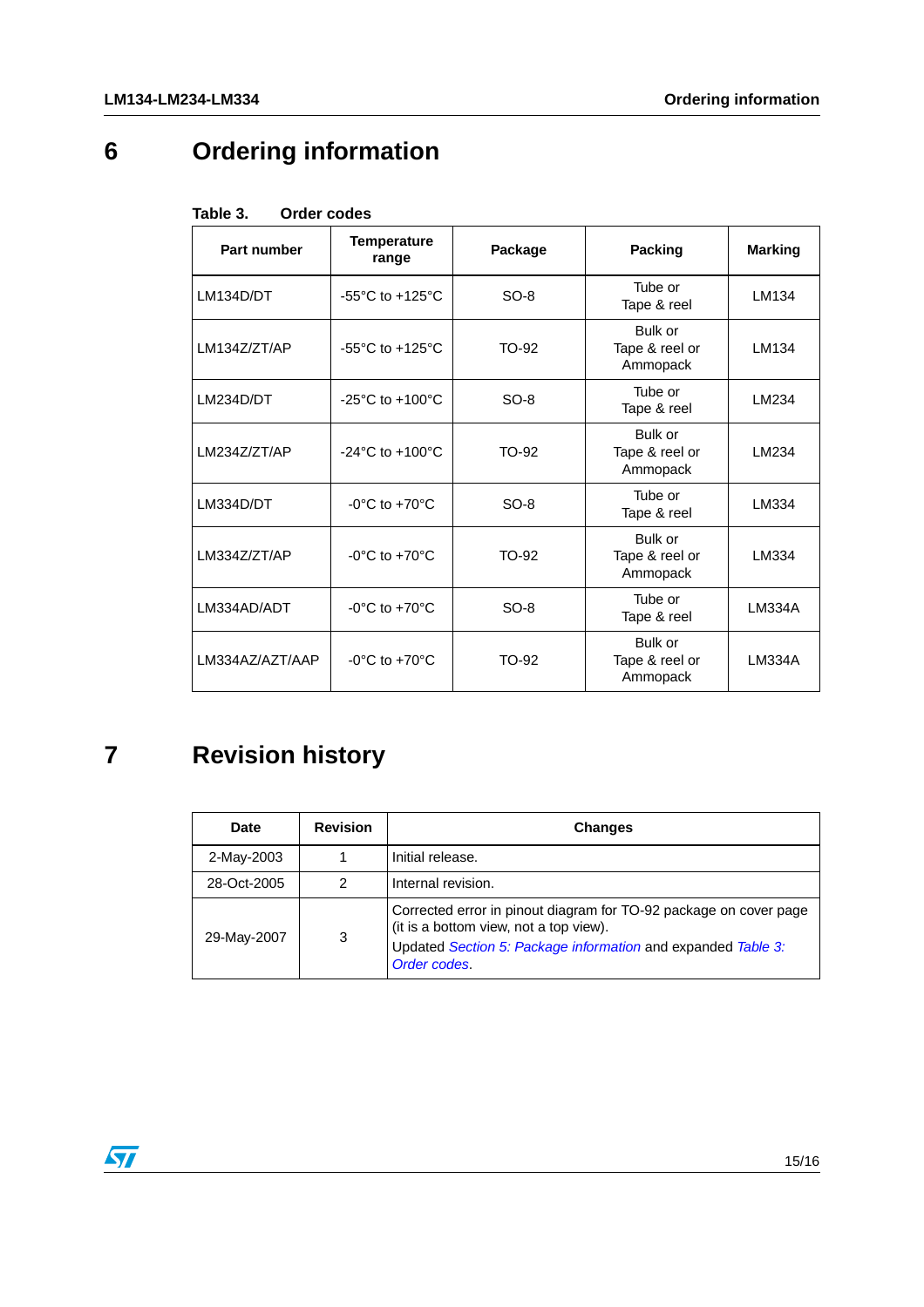# 6 Ordering information

**Table 3. Order codes**

| Part number | Temperature range | Package | Packing | Marking |
|---|---|---|---|---|
| LM134D/DT | -55°C to +125°C | SO-8 | Tube or Tape & reel | LM134 |
| LM134Z/ZT/AP | -55°C to +125°C | TO-92 | Bulk or Tape & reel or Ammopack | LM134 |
| LM234D/DT | -25°C to +100°C | SO-8 | Tube or Tape & reel | LM234 |
| LM234Z/ZT/AP | -24°C to +100°C | TO-92 | Bulk or Tape & reel or Ammopack | LM234 |
| LM334D/DT | -0°C to +70°C | SO-8 | Tube or Tape & reel | LM334 |
| LM334Z/ZT/AP | -0°C to +70°C | TO-92 | Bulk or Tape & reel or Ammopack | LM334 |
| LM334AD/ADT | -0°C to +70°C | SO-8 | Tube or Tape & reel | LM334A |
| LM334AZ/AZT/AAP | -0°C to +70°C | TO-92 | Bulk or Tape & reel or Ammopack | LM334A |

# 7 Revision history

| Date | Revision | Changes |
|---|---|---|
| 2-May-2003 | 1 | Initial release. |
| 28-Oct-2005 | 2 | Internal revision. |
| 29-May-2007 | 3 | Corrected error in pinout diagram for TO-92 package on cover page (it is a bottom view, not a top view). Updated *Section 5: Package information* and expanded *Table 3: Order codes*. |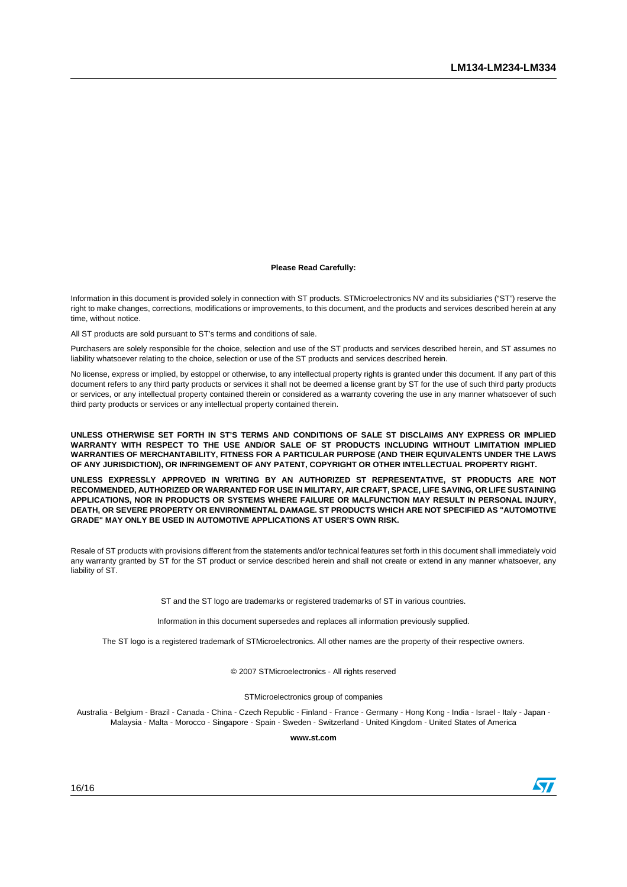**Please Read Carefully:**

Information in this document is provided solely in connection with ST products. STMicroelectronics NV and its subsidiaries ("ST") reserve the right to make changes, corrections, modifications or improvements, to this document, and the products and services described herein at any time, without notice.

All ST products are sold pursuant to ST's terms and conditions of sale.

Purchasers are solely responsible for the choice, selection and use of the ST products and services described herein, and ST assumes no liability whatsoever relating to the choice, selection or use of the ST products and services described herein.

No license, express or implied, by estoppel or otherwise, to any intellectual property rights is granted under this document. If any part of this document refers to any third party products or services it shall not be deemed a license grant by ST for the use of such third party products or services, or any intellectual property contained therein or considered as a warranty covering the use in any manner whatsoever of such third party products or services or any intellectual property contained therein.

**UNLESS OTHERWISE SET FORTH IN ST'S TERMS AND CONDITIONS OF SALE ST DISCLAIMS ANY EXPRESS OR IMPLIED WARRANTY WITH RESPECT TO THE USE AND/OR SALE OF ST PRODUCTS INCLUDING WITHOUT LIMITATION IMPLIED WARRANTIES OF MERCHANTABILITY, FITNESS FOR A PARTICULAR PURPOSE (AND THEIR EQUIVALENTS UNDER THE LAWS OF ANY JURISDICTION), OR INFRINGEMENT OF ANY PATENT, COPYRIGHT OR OTHER INTELLECTUAL PROPERTY RIGHT.**

**UNLESS EXPRESSLY APPROVED IN WRITING BY AN AUTHORIZED ST REPRESENTATIVE, ST PRODUCTS ARE NOT RECOMMENDED, AUTHORIZED OR WARRANTED FOR USE IN MILITARY, AIR CRAFT, SPACE, LIFE SAVING, OR LIFE SUSTAINING APPLICATIONS, NOR IN PRODUCTS OR SYSTEMS WHERE FAILURE OR MALFUNCTION MAY RESULT IN PERSONAL INJURY, DEATH, OR SEVERE PROPERTY OR ENVIRONMENTAL DAMAGE. ST PRODUCTS WHICH ARE NOT SPECIFIED AS "AUTOMOTIVE GRADE" MAY ONLY BE USED IN AUTOMOTIVE APPLICATIONS AT USER'S OWN RISK.**

Resale of ST products with provisions different from the statements and/or technical features set forth in this document shall immediately void any warranty granted by ST for the ST product or service described herein and shall not create or extend in any manner whatsoever, any liability of ST.

ST and the ST logo are trademarks or registered trademarks of ST in various countries.

Information in this document supersedes and replaces all information previously supplied.

The ST logo is a registered trademark of STMicroelectronics. All other names are the property of their respective owners.

© 2007 STMicroelectronics - All rights reserved

STMicroelectronics group of companies

Australia - Belgium - Brazil - Canada - China - Czech Republic - Finland - France - Germany - Hong Kong - India - Israel - Italy - Japan - Malaysia - Malta - Morocco - Singapore - Spain - Sweden - Switzerland - United Kingdom - United States of America

**www.st.com**